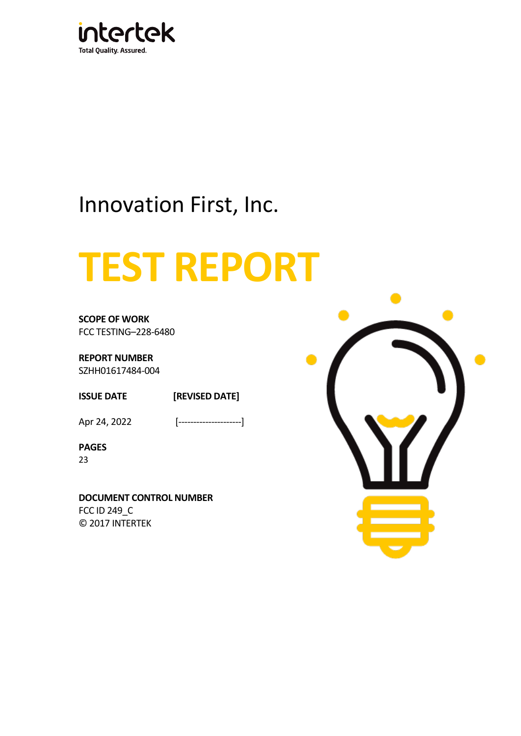intertek

Total Quality. Assured.

# Innovation First, Inc.

# TEST REPORT

**SCOPE OF WORK**

FCC TESTING–228-6480

**REPORT NUMBER**

SZHH01617484-004

| **ISSUE DATE** | **[REVISED DATE]** |
| --- | --- |
| Apr 24, 2022 | [---------------------] |

**PAGES**

23

**DOCUMENT CONTROL NUMBER**

FCC ID 249_C

© 2017 INTERTEK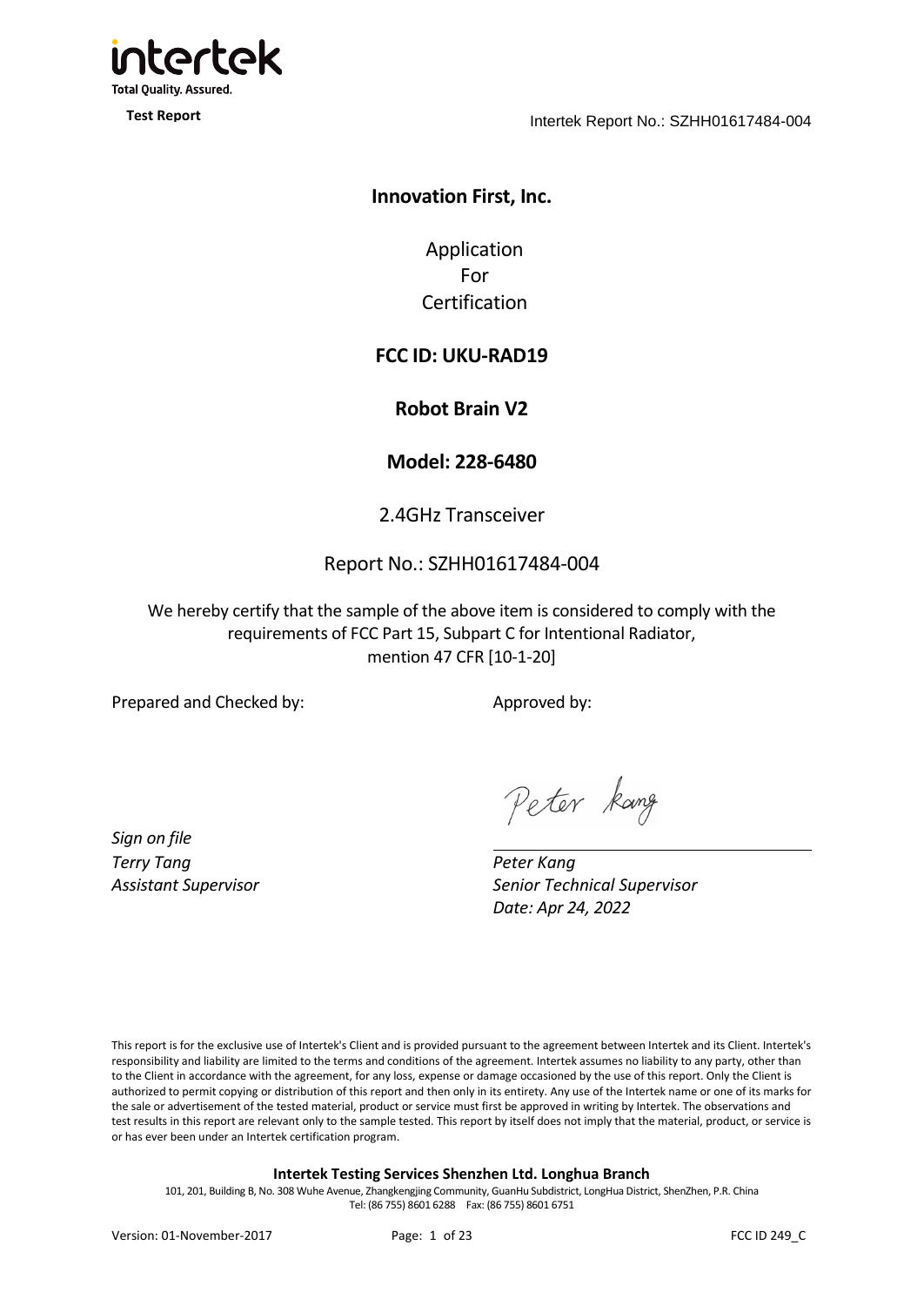**Innovation First, Inc.**

Application
For
Certification

**FCC ID: UKU-RAD19**

**Robot Brain V2**

**Model: 228-6480**

2.4GHz Transceiver

Report No.: SZHH01617484-004

We hereby certify that the sample of the above item is considered to comply with the requirements of FCC Part 15, Subpart C for Intentional Radiator, mention 47 CFR [10-1-20]

Prepared and Checked by:

*Sign on file*
*Terry Tang*
*Assistant Supervisor*

Approved by:

*Peter Kang*
*Senior Technical Supervisor*
*Date: Apr 24, 2022*

This report is for the exclusive use of Intertek's Client and is provided pursuant to the agreement between Intertek and its Client. Intertek's responsibility and liability are limited to the terms and conditions of the agreement. Intertek assumes no liability to any party, other than to the Client in accordance with the agreement, for any loss, expense or damage occasioned by the use of this report. Only the Client is authorized to permit copying or distribution of this report and then only in its entirety. Any use of the Intertek name or one of its marks for the sale or advertisement of the tested material, product or service must first be approved in writing by Intertek. The observations and test results in this report are relevant only to the sample tested. This report by itself does not imply that the material, product, or service is or has ever been under an Intertek certification program.

**Intertek Testing Services Shenzhen Ltd. Longhua Branch**
101, 201, Building B, No. 308 Wuhe Avenue, Zhangkengjing Community, GuanHu Subdistrict, LongHua District, ShenZhen, P.R. China
Tel: (86 755) 8601 6288 Fax: (86 755) 8601 6751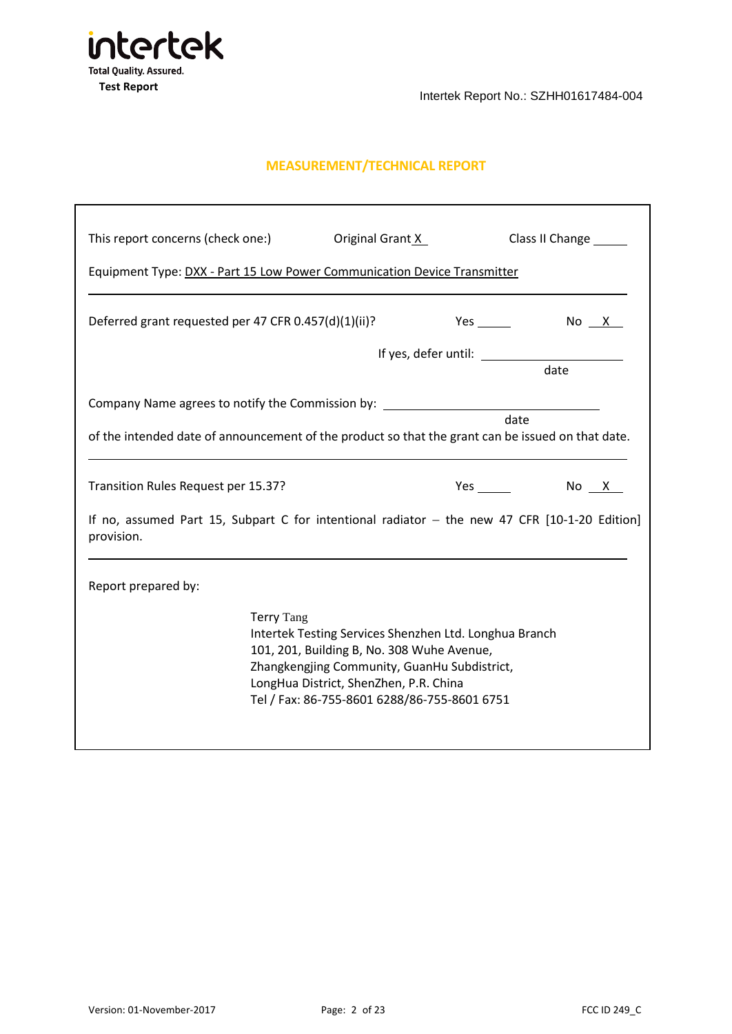# MEASUREMENT/TECHNICAL REPORT

This report concerns (check one:) Original Grant X Class II Change ____

Equipment Type: DXX - Part 15 Low Power Communication Device Transmitter

---

Deferred grant requested per 47 CFR 0.457(d)(1)(ii)? Yes ____ No X

If yes, defer until: ____________________
date

Company Name agrees to notify the Commission by: ____________________
date

of the intended date of announcement of the product so that the grant can be issued on that date.

---

Transition Rules Request per 15.37? Yes ____ No X

If no, assumed Part 15, Subpart C for intentional radiator – the new 47 CFR [10-1-20 Edition] provision.

---

Report prepared by:

Terry Tang
Intertek Testing Services Shenzhen Ltd. Longhua Branch
101, 201, Building B, No. 308 Wuhe Avenue,
Zhangkengjing Community, GuanHu Subdistrict,
LongHua District, ShenZhen, P.R. China
Tel / Fax: 86-755-8601 6288/86-755-8601 6751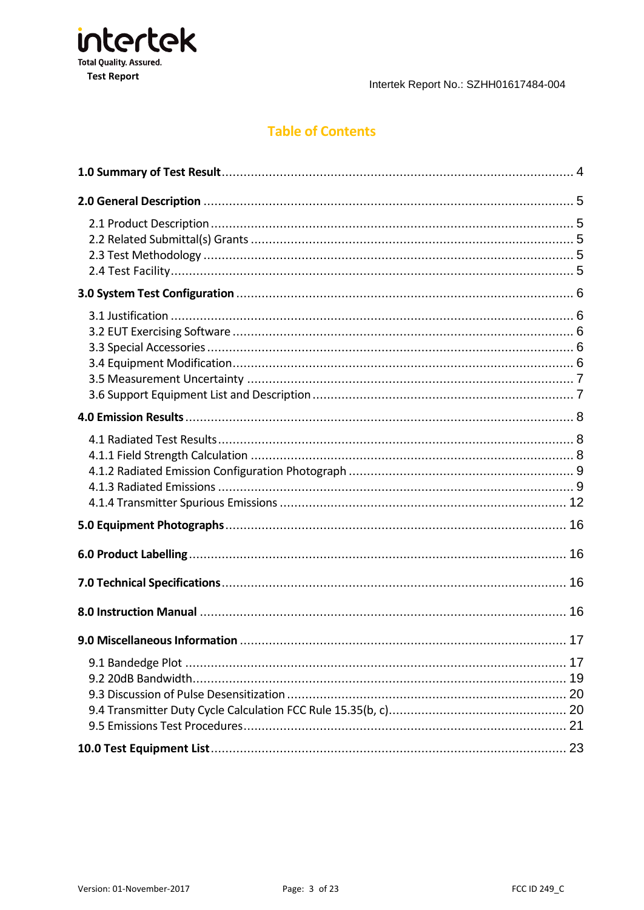# Table of Contents

**1.0 Summary of Test Result** ........................................................................................ 4

**2.0 General Description** ............................................................................................ 5

2.1 Product Description ............................................................................................ 5
2.2 Related Submittal(s) Grants ................................................................................ 5
2.3 Test Methodology .............................................................................................. 5
2.4 Test Facility ........................................................................................................ 5

**3.0 System Test Configuration** ................................................................................... 6

3.1 Justification ........................................................................................................ 6
3.2 EUT Exercising Software .................................................................................... 6
3.3 Special Accessories ............................................................................................ 6
3.4 Equipment Modification ...................................................................................... 6
3.5 Measurement Uncertainty ................................................................................... 7
3.6 Support Equipment List and Description ............................................................. 7

**4.0 Emission Results** ................................................................................................. 8

4.1 Radiated Test Results ......................................................................................... 8
4.1.1 Field Strength Calculation ................................................................................ 8
4.1.2 Radiated Emission Configuration Photograph ................................................... 9
4.1.3 Radiated Emissions .......................................................................................... 9
4.1.4 Transmitter Spurious Emissions ..................................................................... 12

**5.0 Equipment Photographs** ..................................................................................... 16

**6.0 Product Labelling** ............................................................................................... 16

**7.0 Technical Specifications** ..................................................................................... 16

**8.0 Instruction Manual** ............................................................................................. 16

**9.0 Miscellaneous Information** ................................................................................. 17

9.1 Bandedge Plot .................................................................................................. 17
9.2 20dB Bandwidth ................................................................................................ 19
9.3 Discussion of Pulse Desensitization ................................................................... 20
9.4 Transmitter Duty Cycle Calculation FCC Rule 15.35(b, c) .................................... 20
9.5 Emissions Test Procedures ................................................................................ 21

**10.0 Test Equipment List** .......................................................................................... 23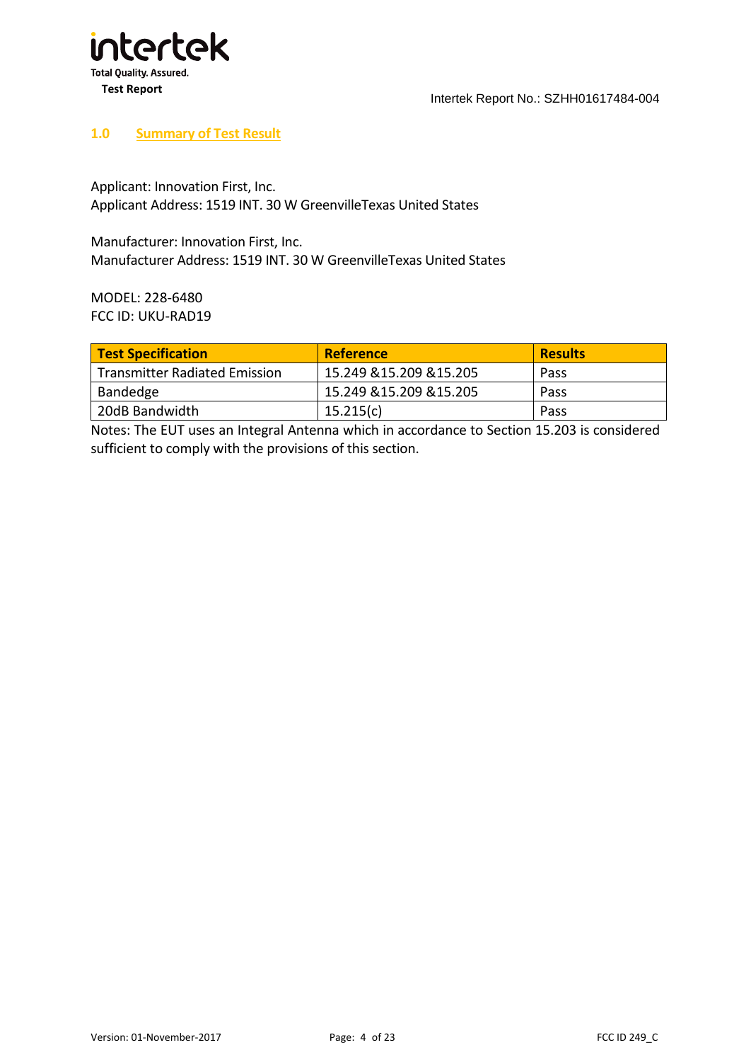## 1.0 Summary of Test Result

Applicant: Innovation First, Inc.
Applicant Address: 1519 INT. 30 W GreenvilleTexas United States

Manufacturer: Innovation First, Inc.
Manufacturer Address: 1519 INT. 30 W GreenvilleTexas United States

MODEL: 228-6480
FCC ID: UKU-RAD19

| Test Specification | Reference | Results |
|---|---|---|
| Transmitter Radiated Emission | 15.249 &15.209 &15.205 | Pass |
| Bandedge | 15.249 &15.209 &15.205 | Pass |
| 20dB Bandwidth | 15.215(c) | Pass |

Notes: The EUT uses an Integral Antenna which in accordance to Section 15.203 is considered sufficient to comply with the provisions of this section.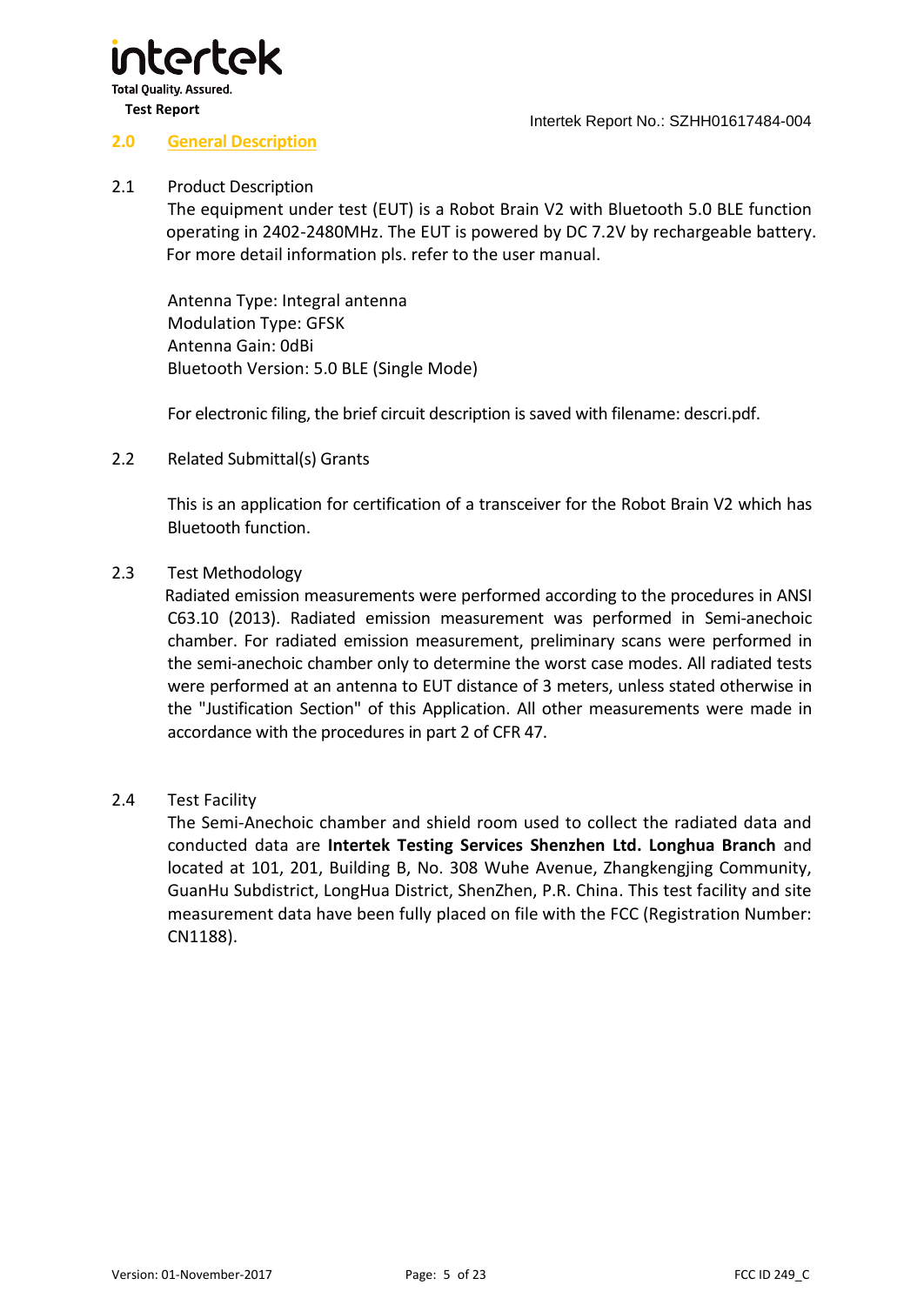## 2.0 General Description

2.1 Product Description

The equipment under test (EUT) is a Robot Brain V2 with Bluetooth 5.0 BLE function operating in 2402-2480MHz. The EUT is powered by DC 7.2V by rechargeable battery. For more detail information pls. refer to the user manual.

Antenna Type: Integral antenna
Modulation Type: GFSK
Antenna Gain: 0dBi
Bluetooth Version: 5.0 BLE (Single Mode)

For electronic filing, the brief circuit description is saved with filename: descri.pdf.

2.2 Related Submittal(s) Grants

This is an application for certification of a transceiver for the Robot Brain V2 which has Bluetooth function.

2.3 Test Methodology

Radiated emission measurements were performed according to the procedures in ANSI C63.10 (2013). Radiated emission measurement was performed in Semi-anechoic chamber. For radiated emission measurement, preliminary scans were performed in the semi-anechoic chamber only to determine the worst case modes. All radiated tests were performed at an antenna to EUT distance of 3 meters, unless stated otherwise in the "Justification Section" of this Application. All other measurements were made in accordance with the procedures in part 2 of CFR 47.

2.4 Test Facility

The Semi-Anechoic chamber and shield room used to collect the radiated data and conducted data are **Intertek Testing Services Shenzhen Ltd. Longhua Branch** and located at 101, 201, Building B, No. 308 Wuhe Avenue, Zhangkengjing Community, GuanHu Subdistrict, LongHua District, ShenZhen, P.R. China. This test facility and site measurement data have been fully placed on file with the FCC (Registration Number: CN1188).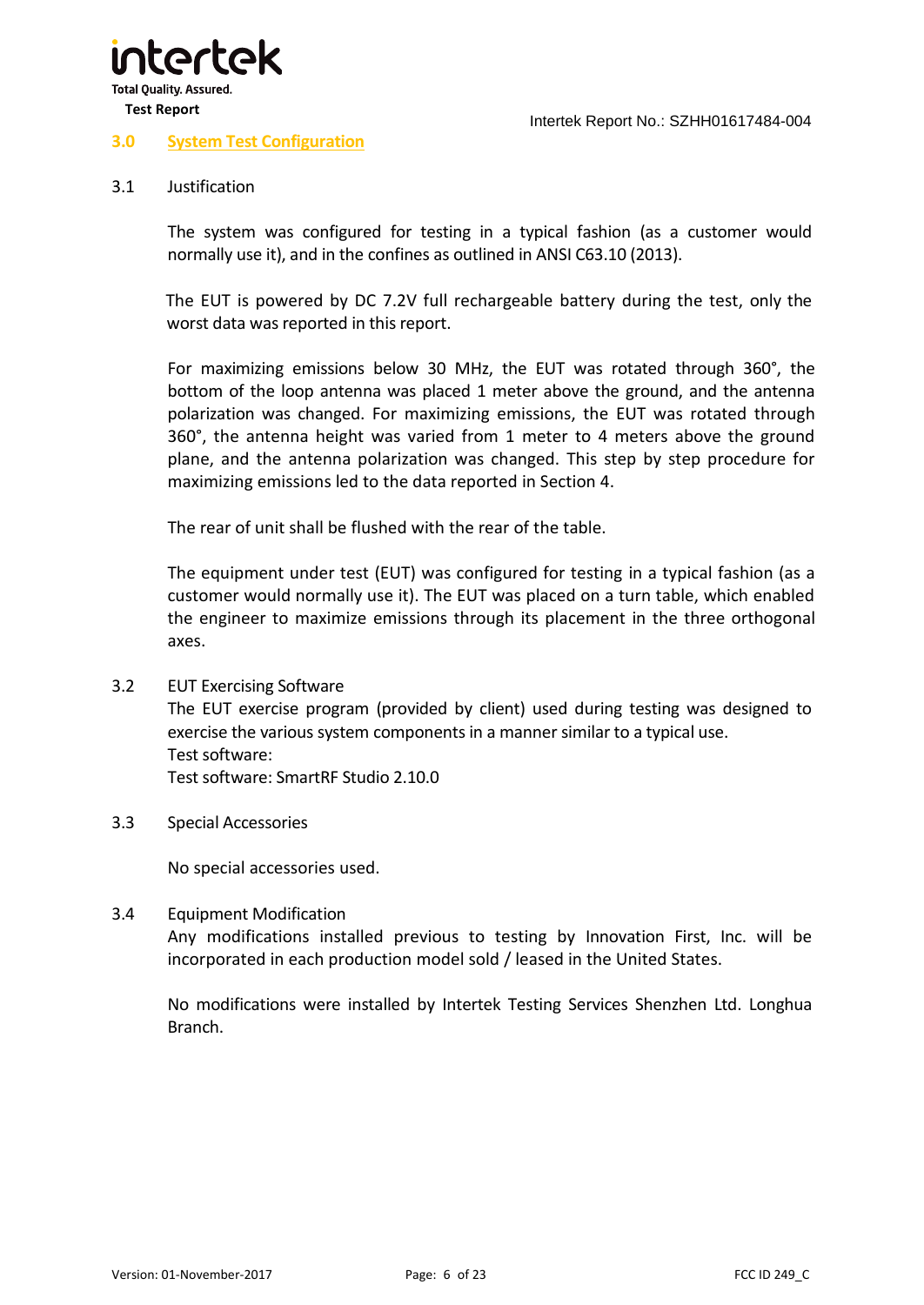## 3.0 System Test Configuration

### 3.1 Justification

The system was configured for testing in a typical fashion (as a customer would normally use it), and in the confines as outlined in ANSI C63.10 (2013).

The EUT is powered by DC 7.2V full rechargeable battery during the test, only the worst data was reported in this report.

For maximizing emissions below 30 MHz, the EUT was rotated through 360°, the bottom of the loop antenna was placed 1 meter above the ground, and the antenna polarization was changed. For maximizing emissions, the EUT was rotated through 360°, the antenna height was varied from 1 meter to 4 meters above the ground plane, and the antenna polarization was changed. This step by step procedure for maximizing emissions led to the data reported in Section 4.

The rear of unit shall be flushed with the rear of the table.

The equipment under test (EUT) was configured for testing in a typical fashion (as a customer would normally use it). The EUT was placed on a turn table, which enabled the engineer to maximize emissions through its placement in the three orthogonal axes.

### 3.2 EUT Exercising Software

The EUT exercise program (provided by client) used during testing was designed to exercise the various system components in a manner similar to a typical use.
Test software:
Test software: SmartRF Studio 2.10.0

### 3.3 Special Accessories

No special accessories used.

### 3.4 Equipment Modification

Any modifications installed previous to testing by Innovation First, Inc. will be incorporated in each production model sold / leased in the United States.

No modifications were installed by Intertek Testing Services Shenzhen Ltd. Longhua Branch.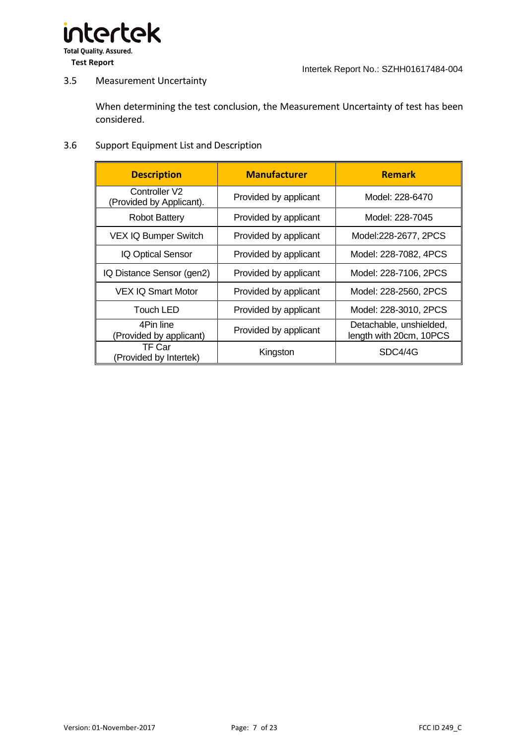### 3.5 Measurement Uncertainty

When determining the test conclusion, the Measurement Uncertainty of test has been considered.

### 3.6 Support Equipment List and Description

| Description | Manufacturer | Remark |
|---|---|---|
| Controller V2 (Provided by Applicant). | Provided by applicant | Model: 228-6470 |
| Robot Battery | Provided by applicant | Model: 228-7045 |
| VEX IQ Bumper Switch | Provided by applicant | Model:228-2677, 2PCS |
| IQ Optical Sensor | Provided by applicant | Model: 228-7082, 4PCS |
| IQ Distance Sensor (gen2) | Provided by applicant | Model: 228-7106, 2PCS |
| VEX IQ Smart Motor | Provided by applicant | Model: 228-2560, 2PCS |
| Touch LED | Provided by applicant | Model: 228-3010, 2PCS |
| 4Pin line (Provided by applicant) | Provided by applicant | Detachable, unshielded, length with 20cm, 10PCS |
| TF Car (Provided by Intertek) | Kingston | SDC4/4G |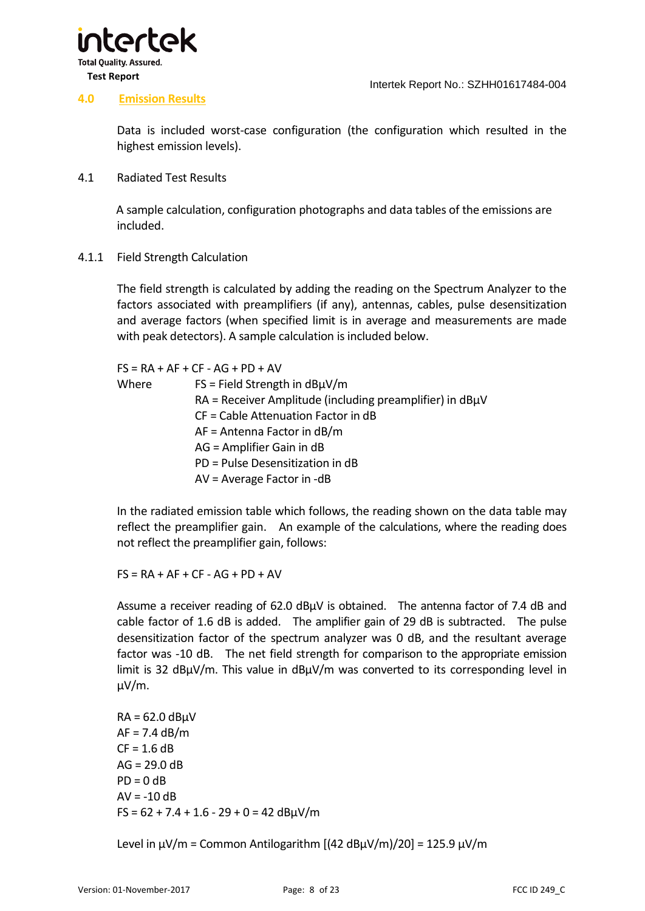## 4.0 Emission Results

Data is included worst-case configuration (the configuration which resulted in the highest emission levels).

### 4.1 Radiated Test Results

A sample calculation, configuration photographs and data tables of the emissions are included.

#### 4.1.1 Field Strength Calculation

The field strength is calculated by adding the reading on the Spectrum Analyzer to the factors associated with preamplifiers (if any), antennas, cables, pulse desensitization and average factors (when specified limit is in average and measurements are made with peak detectors). A sample calculation is included below.

FS = RA + AF + CF - AG + PD + AV

Where
- FS = Field Strength in dBμV/m
- RA = Receiver Amplitude (including preamplifier) in dBμV
- CF = Cable Attenuation Factor in dB
- AF = Antenna Factor in dB/m
- AG = Amplifier Gain in dB
- PD = Pulse Desensitization in dB
- AV = Average Factor in -dB

In the radiated emission table which follows, the reading shown on the data table may reflect the preamplifier gain. An example of the calculations, where the reading does not reflect the preamplifier gain, follows:

FS = RA + AF + CF - AG + PD + AV

Assume a receiver reading of 62.0 dBμV is obtained. The antenna factor of 7.4 dB and cable factor of 1.6 dB is added. The amplifier gain of 29 dB is subtracted. The pulse desensitization factor of the spectrum analyzer was 0 dB, and the resultant average factor was -10 dB. The net field strength for comparison to the appropriate emission limit is 32 dBμV/m. This value in dBμV/m was converted to its corresponding level in μV/m.

RA = 62.0 dBμV
AF = 7.4 dB/m
CF = 1.6 dB
AG = 29.0 dB
PD = 0 dB
AV = -10 dB
FS = 62 + 7.4 + 1.6 - 29 + 0 = 42 dBμV/m

Level in μV/m = Common Antilogarithm [(42 dBμV/m)/20] = 125.9 μV/m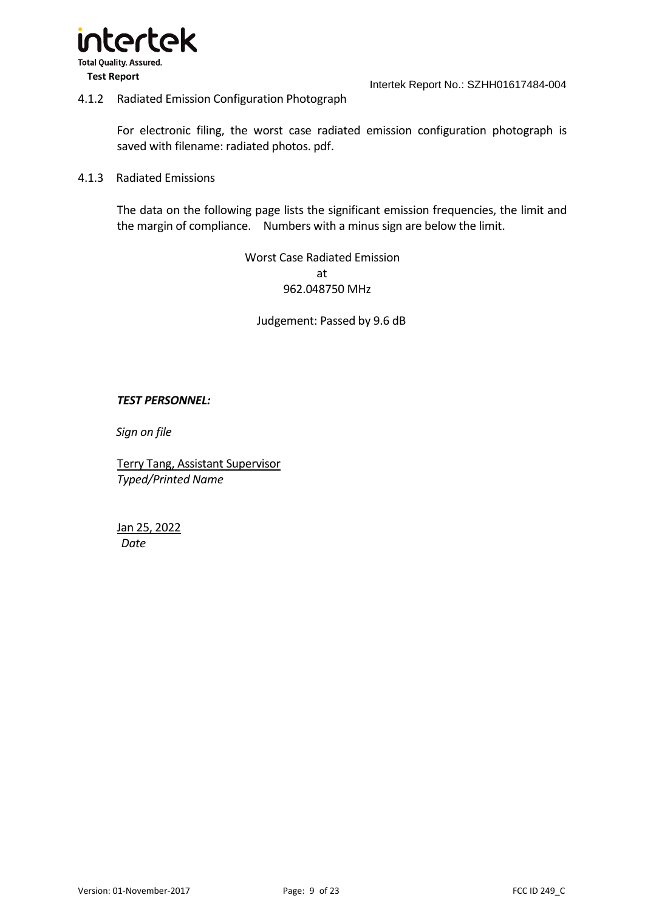### 4.1.2 Radiated Emission Configuration Photograph

For electronic filing, the worst case radiated emission configuration photograph is saved with filename: radiated photos. pdf.

### 4.1.3 Radiated Emissions

The data on the following page lists the significant emission frequencies, the limit and the margin of compliance. Numbers with a minus sign are below the limit.

Worst Case Radiated Emission
at
962.048750 MHz

Judgement: Passed by 9.6 dB

***TEST PERSONNEL:***

*Sign on file*

Terry Tang, Assistant Supervisor
*Typed/Printed Name*

Jan 25, 2022
*Date*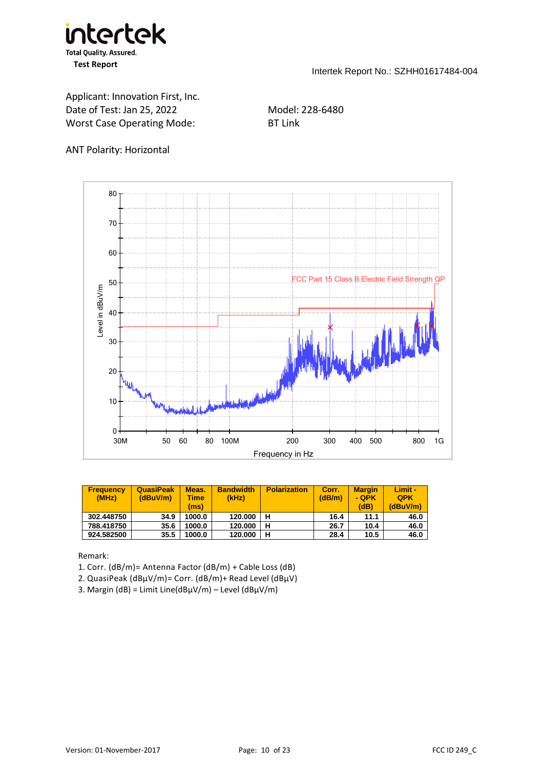Applicant: Innovation First, Inc.

Date of Test: Jan 25, 2022

Model: 228-6480

Worst Case Operating Mode: BT Link

ANT Polarity: Horizontal

| Frequency (MHz) | QuasiPeak (dBuV/m) | Meas. Time (ms) | Bandwidth (kHz) | Polarization | Corr. (dB/m) | Margin - QPK (dB) | Limit - QPK (dBuV/m) |
|---|---|---|---|---|---|---|---|
| 302.448750 | 34.9 | 1000.0 | 120.000 | H | 16.4 | 11.1 | 46.0 |
| 788.418750 | 35.6 | 1000.0 | 120.000 | H | 26.7 | 10.4 | 46.0 |
| 924.582500 | 35.5 | 1000.0 | 120.000 | H | 28.4 | 10.5 | 46.0 |

Remark:

1. Corr. (dB/m)= Antenna Factor (dB/m) + Cable Loss (dB)
2. QuasiPeak (dBμV/m)= Corr. (dB/m)+ Read Level (dBμV)
3. Margin (dB) = Limit Line(dBμV/m) – Level (dBμV/m)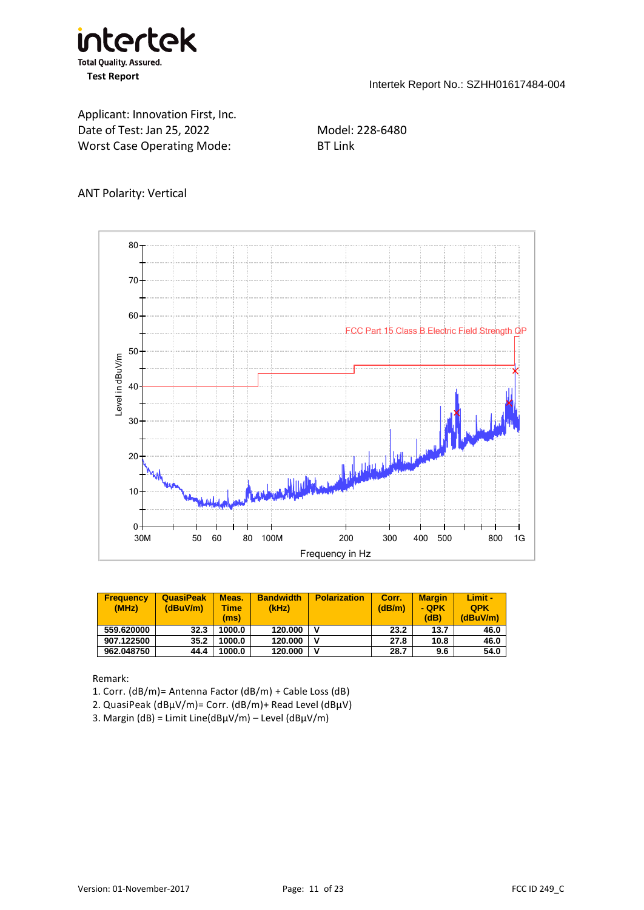Applicant: Innovation First, Inc.
Date of Test: Jan 25, 2022
Worst Case Operating Mode:

Model: 228-6480
BT Link

ANT Polarity: Vertical

| Frequency (MHz) | QuasiPeak (dBuV/m) | Meas. Time (ms) | Bandwidth (kHz) | Polarization | Corr. (dB/m) | Margin - QPK (dB) | Limit - QPK (dBuV/m) |
|---|---|---|---|---|---|---|---|
| 559.620000 | 32.3 | 1000.0 | 120.000 | V | 23.2 | 13.7 | 46.0 |
| 907.122500 | 35.2 | 1000.0 | 120.000 | V | 27.8 | 10.8 | 46.0 |
| 962.048750 | 44.4 | 1000.0 | 120.000 | V | 28.7 | 9.6 | 54.0 |

Remark:

1. Corr. (dB/m)= Antenna Factor (dB/m) + Cable Loss (dB)
2. QuasiPeak (dBμV/m)= Corr. (dB/m)+ Read Level (dBμV)
3. Margin (dB) = Limit Line(dBμV/m) – Level (dBμV/m)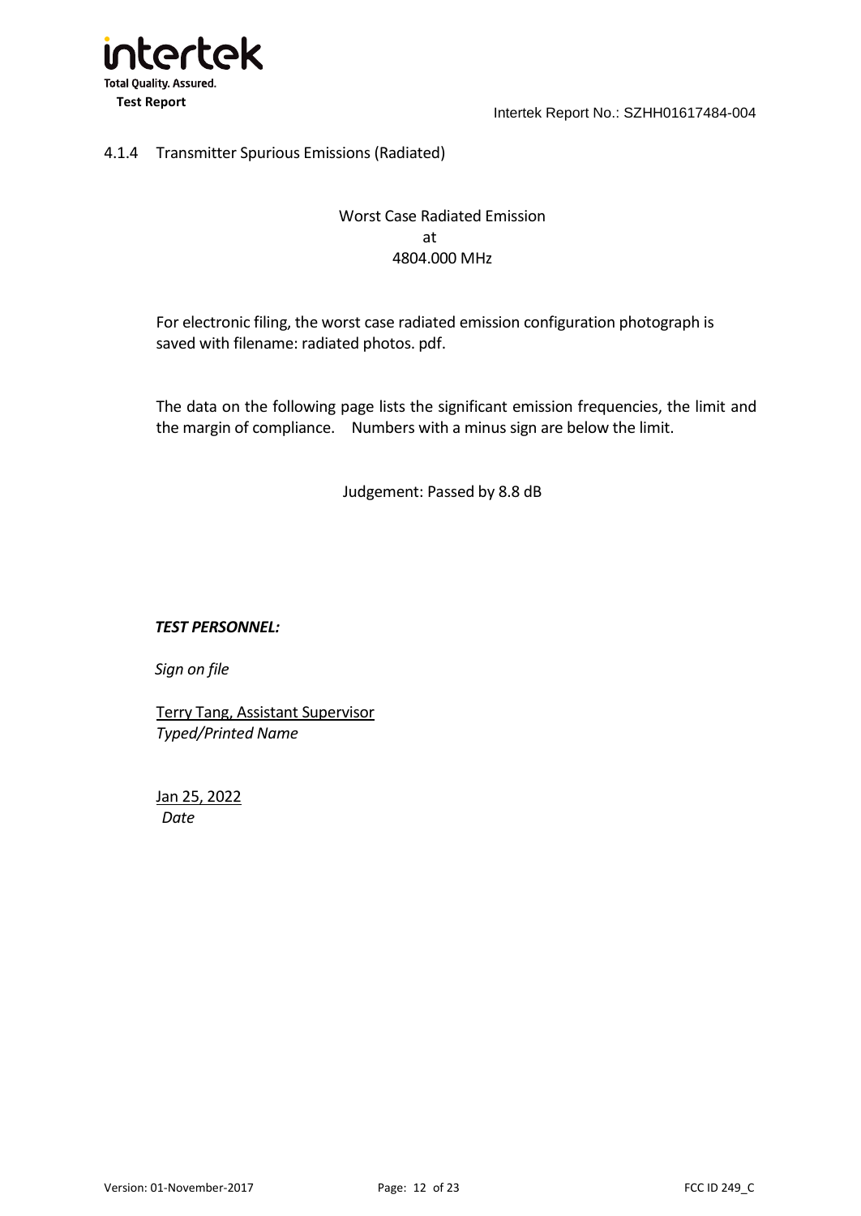### 4.1.4 Transmitter Spurious Emissions (Radiated)

Worst Case Radiated Emission
at
4804.000 MHz

For electronic filing, the worst case radiated emission configuration photograph is saved with filename: radiated photos. pdf.

The data on the following page lists the significant emission frequencies, the limit and the margin of compliance. Numbers with a minus sign are below the limit.

Judgement: Passed by 8.8 dB

***TEST PERSONNEL:***

*Sign on file*

Terry Tang, Assistant Supervisor
*Typed/Printed Name*

Jan 25, 2022
*Date*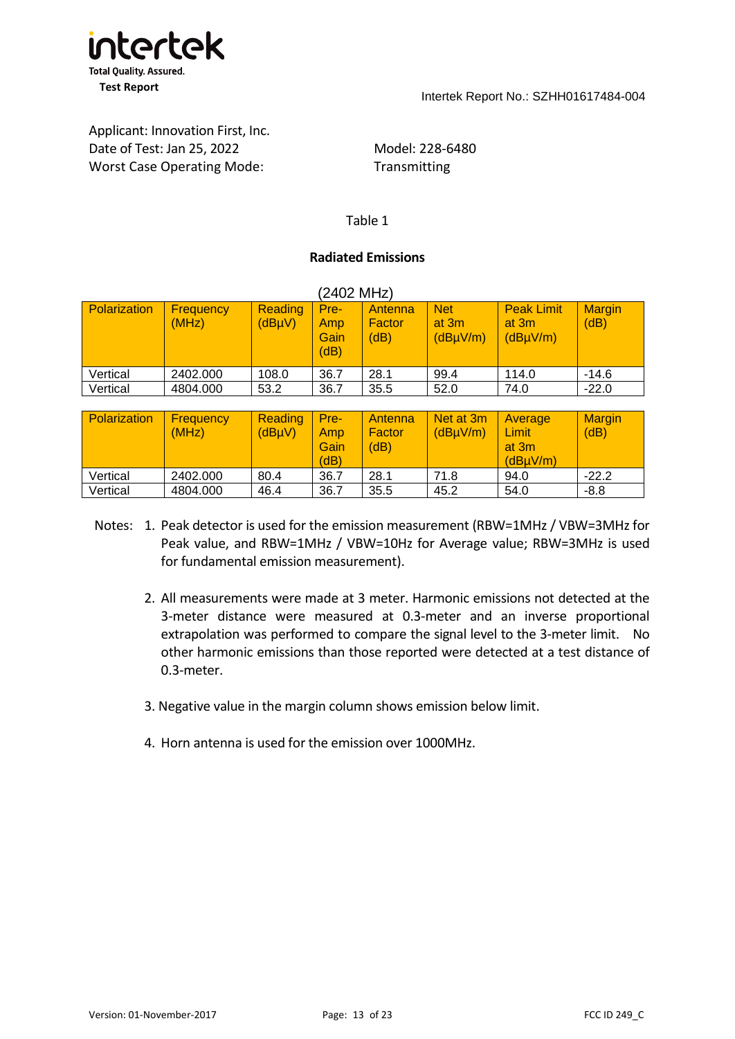Applicant: Innovation First, Inc.
Date of Test: Jan 25, 2022
Worst Case Operating Mode:

Model: 228-6480
Transmitting

Table 1

**Radiated Emissions**

(2402 MHz)

| Polarization | Frequency (MHz) | Reading (dBμV) | Pre-Amp Gain (dB) | Antenna Factor (dB) | Net at 3m (dBμV/m) | Peak Limit at 3m (dBμV/m) | Margin (dB) |
|---|---|---|---|---|---|---|---|
| Vertical | 2402.000 | 108.0 | 36.7 | 28.1 | 99.4 | 114.0 | -14.6 |
| Vertical | 4804.000 | 53.2 | 36.7 | 35.5 | 52.0 | 74.0 | -22.0 |

| Polarization | Frequency (MHz) | Reading (dBμV) | Pre-Amp Gain (dB) | Antenna Factor (dB) | Net at 3m (dBμV/m) | Average Limit at 3m (dBμV/m) | Margin (dB) |
|---|---|---|---|---|---|---|---|
| Vertical | 2402.000 | 80.4 | 36.7 | 28.1 | 71.8 | 94.0 | -22.2 |
| Vertical | 4804.000 | 46.4 | 36.7 | 35.5 | 45.2 | 54.0 | -8.8 |

Notes:
1. Peak detector is used for the emission measurement (RBW=1MHz / VBW=3MHz for Peak value, and RBW=1MHz / VBW=10Hz for Average value; RBW=3MHz is used for fundamental emission measurement).
2. All measurements were made at 3 meter. Harmonic emissions not detected at the 3-meter distance were measured at 0.3-meter and an inverse proportional extrapolation was performed to compare the signal level to the 3-meter limit. No other harmonic emissions than those reported were detected at a test distance of 0.3-meter.
3. Negative value in the margin column shows emission below limit.
4. Horn antenna is used for the emission over 1000MHz.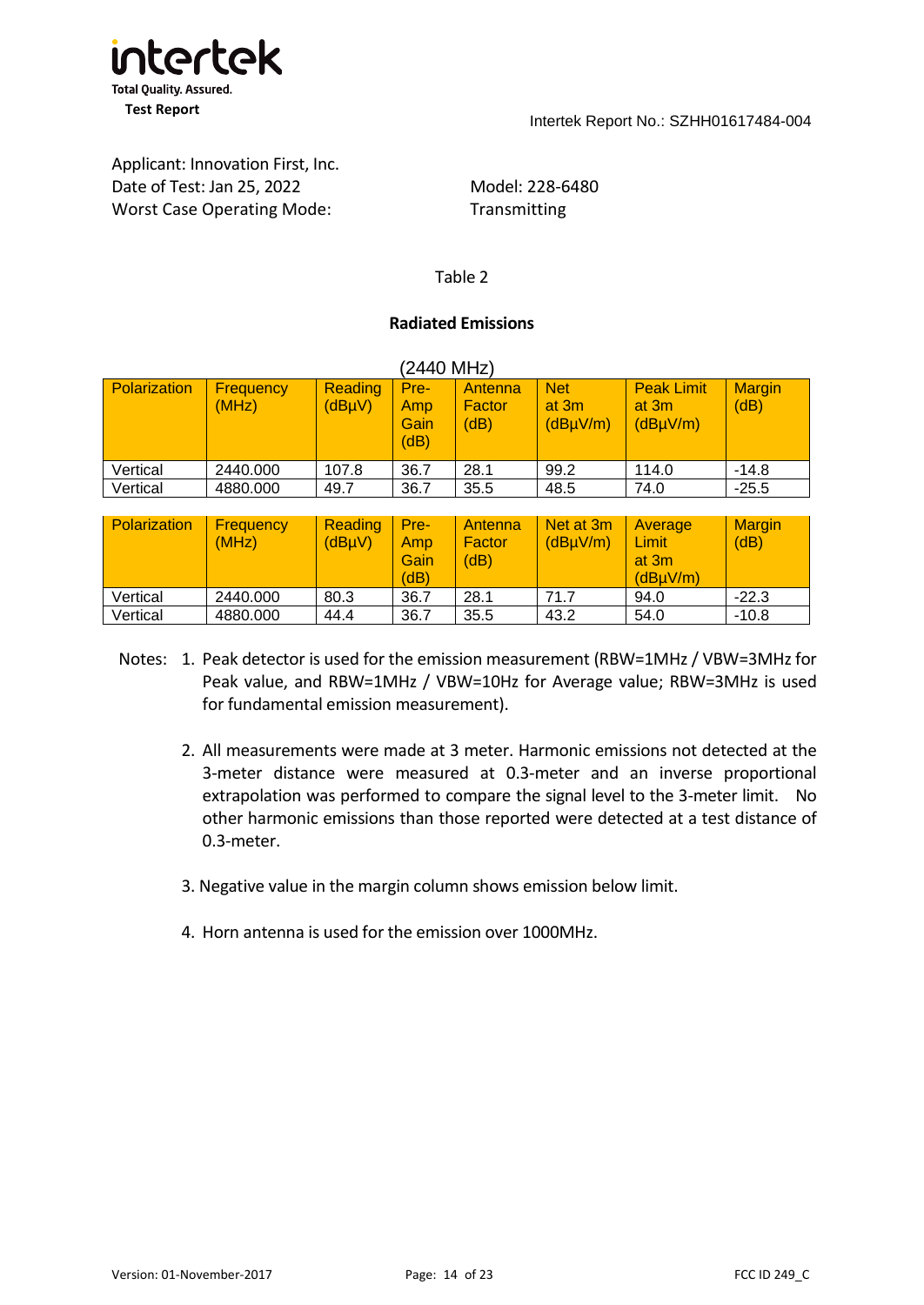Applicant: Innovation First, Inc.
Date of Test: Jan 25, 2022
Worst Case Operating Mode:

Model: 228-6480
Transmitting

Table 2

**Radiated Emissions**

(2440 MHz)

| Polarization | Frequency (MHz) | Reading (dBµV) | Pre-Amp Gain (dB) | Antenna Factor (dB) | Net at 3m (dBµV/m) | Peak Limit at 3m (dBµV/m) | Margin (dB) |
|---|---|---|---|---|---|---|---|
| Vertical | 2440.000 | 107.8 | 36.7 | 28.1 | 99.2 | 114.0 | -14.8 |
| Vertical | 4880.000 | 49.7 | 36.7 | 35.5 | 48.5 | 74.0 | -25.5 |

| Polarization | Frequency (MHz) | Reading (dBµV) | Pre-Amp Gain (dB) | Antenna Factor (dB) | Net at 3m (dBµV/m) | Average Limit at 3m (dBµV/m) | Margin (dB) |
|---|---|---|---|---|---|---|---|
| Vertical | 2440.000 | 80.3 | 36.7 | 28.1 | 71.7 | 94.0 | -22.3 |
| Vertical | 4880.000 | 44.4 | 36.7 | 35.5 | 43.2 | 54.0 | -10.8 |

Notes:
1. Peak detector is used for the emission measurement (RBW=1MHz / VBW=3MHz for Peak value, and RBW=1MHz / VBW=10Hz for Average value; RBW=3MHz is used for fundamental emission measurement).
2. All measurements were made at 3 meter. Harmonic emissions not detected at the 3-meter distance were measured at 0.3-meter and an inverse proportional extrapolation was performed to compare the signal level to the 3-meter limit. No other harmonic emissions than those reported were detected at a test distance of 0.3-meter.
3. Negative value in the margin column shows emission below limit.
4. Horn antenna is used for the emission over 1000MHz.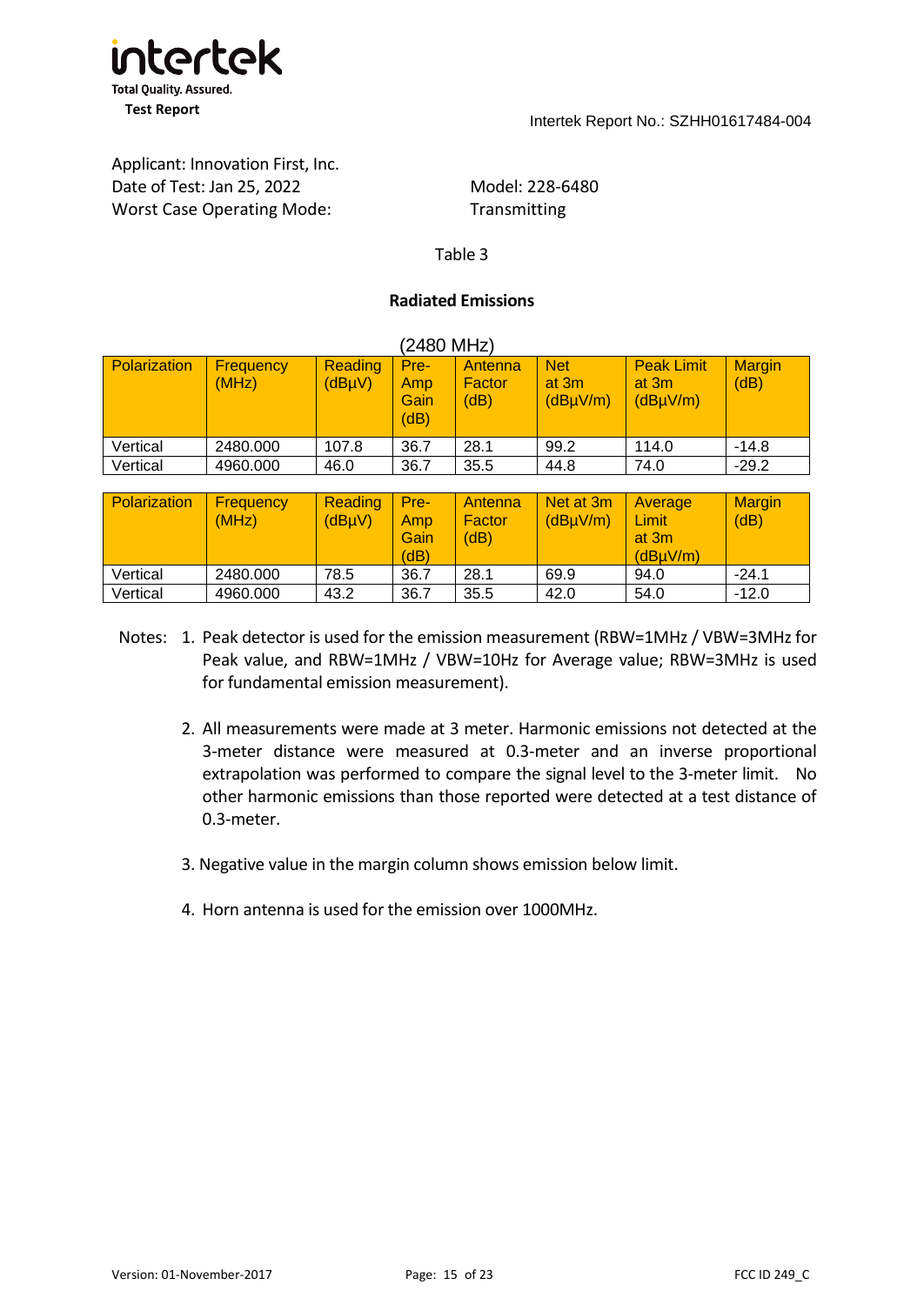Applicant: Innovation First, Inc.
Date of Test: Jan 25, 2022
Worst Case Operating Mode:

Model: 228-6480
Transmitting

Table 3

**Radiated Emissions**

(2480 MHz)

| Polarization | Frequency (MHz) | Reading (dBµV) | Pre-Amp Gain (dB) | Antenna Factor (dB) | Net at 3m (dBµV/m) | Peak Limit at 3m (dBµV/m) | Margin (dB) |
|---|---|---|---|---|---|---|---|
| Vertical | 2480.000 | 107.8 | 36.7 | 28.1 | 99.2 | 114.0 | -14.8 |
| Vertical | 4960.000 | 46.0 | 36.7 | 35.5 | 44.8 | 74.0 | -29.2 |

| Polarization | Frequency (MHz) | Reading (dBµV) | Pre-Amp Gain (dB) | Antenna Factor (dB) | Net at 3m (dBµV/m) | Average Limit at 3m (dBµV/m) | Margin (dB) |
|---|---|---|---|---|---|---|---|
| Vertical | 2480.000 | 78.5 | 36.7 | 28.1 | 69.9 | 94.0 | -24.1 |
| Vertical | 4960.000 | 43.2 | 36.7 | 35.5 | 42.0 | 54.0 | -12.0 |

Notes:

1. Peak detector is used for the emission measurement (RBW=1MHz / VBW=3MHz for Peak value, and RBW=1MHz / VBW=10Hz for Average value; RBW=3MHz is used for fundamental emission measurement).
2. All measurements were made at 3 meter. Harmonic emissions not detected at the 3-meter distance were measured at 0.3-meter and an inverse proportional extrapolation was performed to compare the signal level to the 3-meter limit. No other harmonic emissions than those reported were detected at a test distance of 0.3-meter.
3. Negative value in the margin column shows emission below limit.
4. Horn antenna is used for the emission over 1000MHz.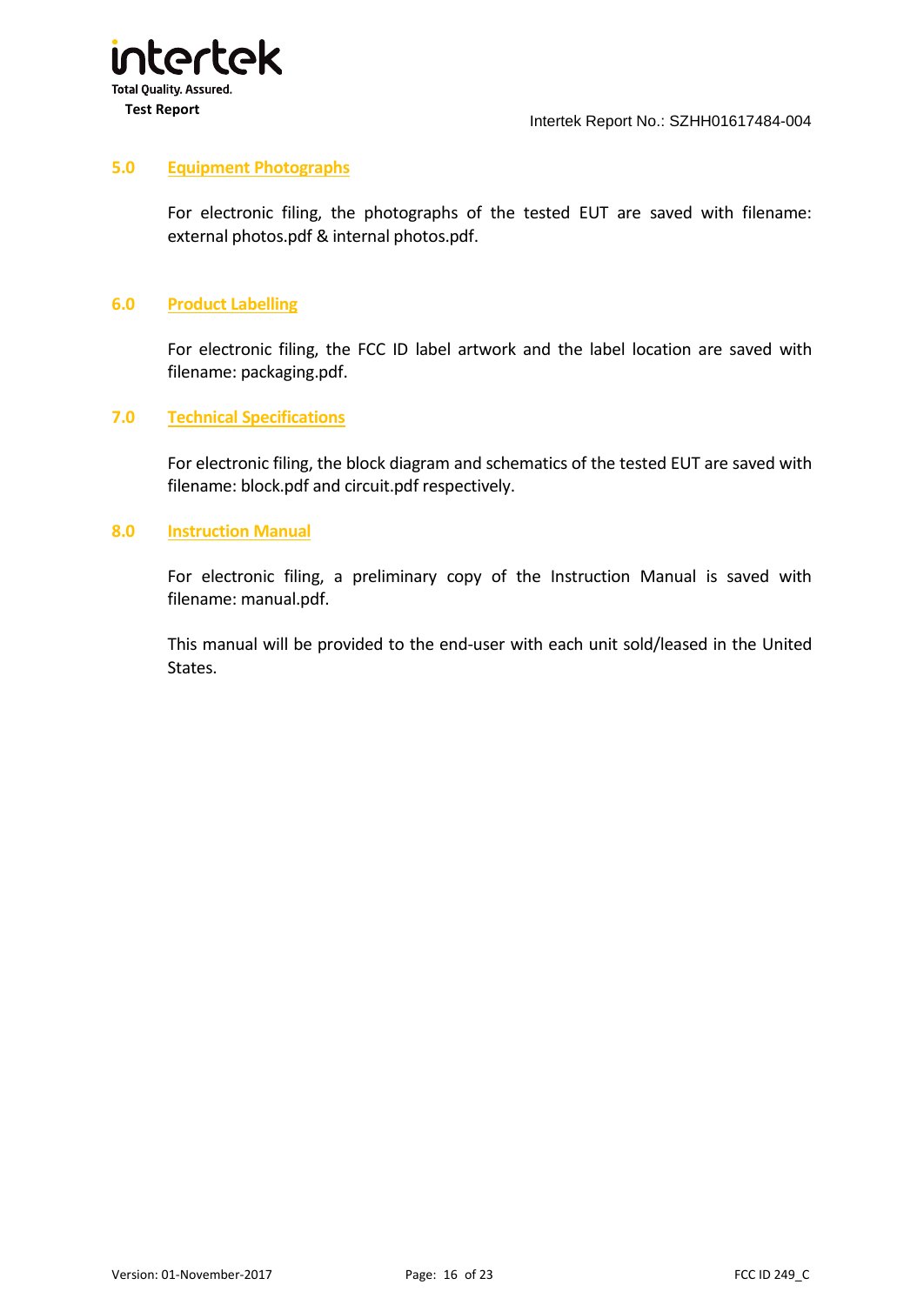## 5.0 Equipment Photographs

For electronic filing, the photographs of the tested EUT are saved with filename: external photos.pdf & internal photos.pdf.

## 6.0 Product Labelling

For electronic filing, the FCC ID label artwork and the label location are saved with filename: packaging.pdf.

## 7.0 Technical Specifications

For electronic filing, the block diagram and schematics of the tested EUT are saved with filename: block.pdf and circuit.pdf respectively.

## 8.0 Instruction Manual

For electronic filing, a preliminary copy of the Instruction Manual is saved with filename: manual.pdf.

This manual will be provided to the end-user with each unit sold/leased in the United States.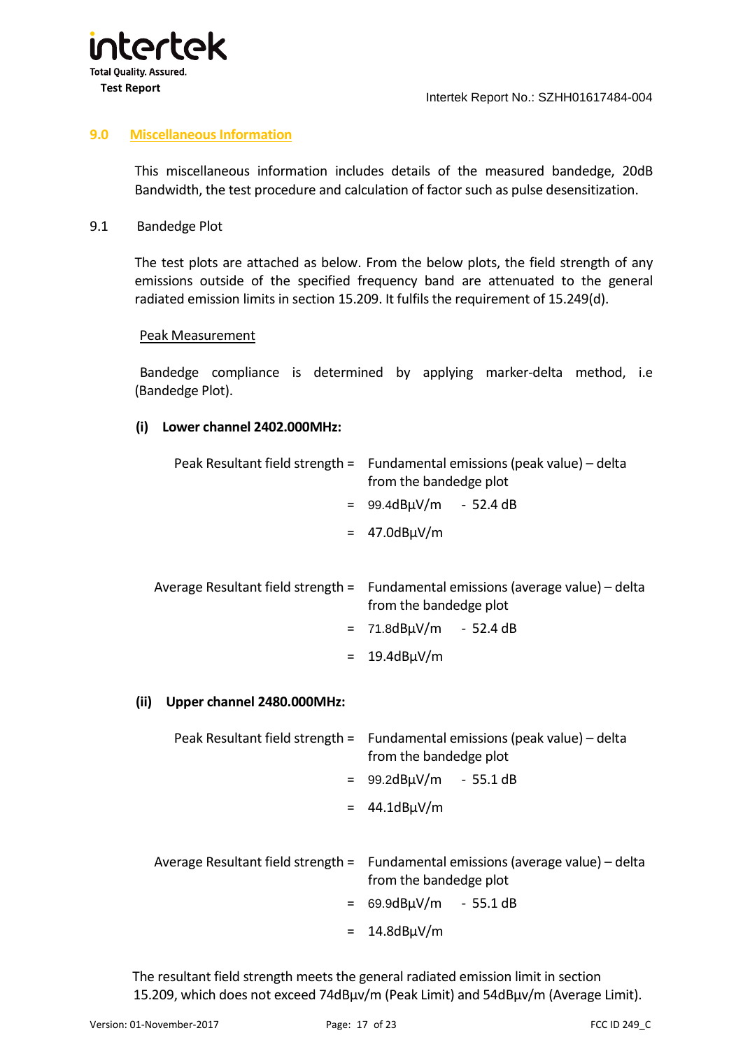## 9.0 Miscellaneous Information

This miscellaneous information includes details of the measured bandedge, 20dB Bandwidth, the test procedure and calculation of factor such as pulse desensitization.

### 9.1 Bandedge Plot

The test plots are attached as below. From the below plots, the field strength of any emissions outside of the specified frequency band are attenuated to the general radiated emission limits in section 15.209. It fulfils the requirement of 15.249(d).

Peak Measurement

Bandedge compliance is determined by applying marker-delta method, i.e (Bandedge Plot).

**(i) Lower channel 2402.000MHz:**

Peak Resultant field strength = Fundamental emissions (peak value) – delta from the bandedge plot

= 99.4dBμV/m - 52.4 dB

= 47.0dBμV/m

Average Resultant field strength = Fundamental emissions (average value) – delta from the bandedge plot

= 71.8dBμV/m - 52.4 dB

= 19.4dBμV/m

**(ii) Upper channel 2480.000MHz:**

Peak Resultant field strength = Fundamental emissions (peak value) – delta from the bandedge plot

= 99.2dBμV/m - 55.1 dB

= 44.1dBμV/m

Average Resultant field strength = Fundamental emissions (average value) – delta from the bandedge plot

= 69.9dBμV/m - 55.1 dB

= 14.8dBμV/m

The resultant field strength meets the general radiated emission limit in section 15.209, which does not exceed 74dBμv/m (Peak Limit) and 54dBμv/m (Average Limit).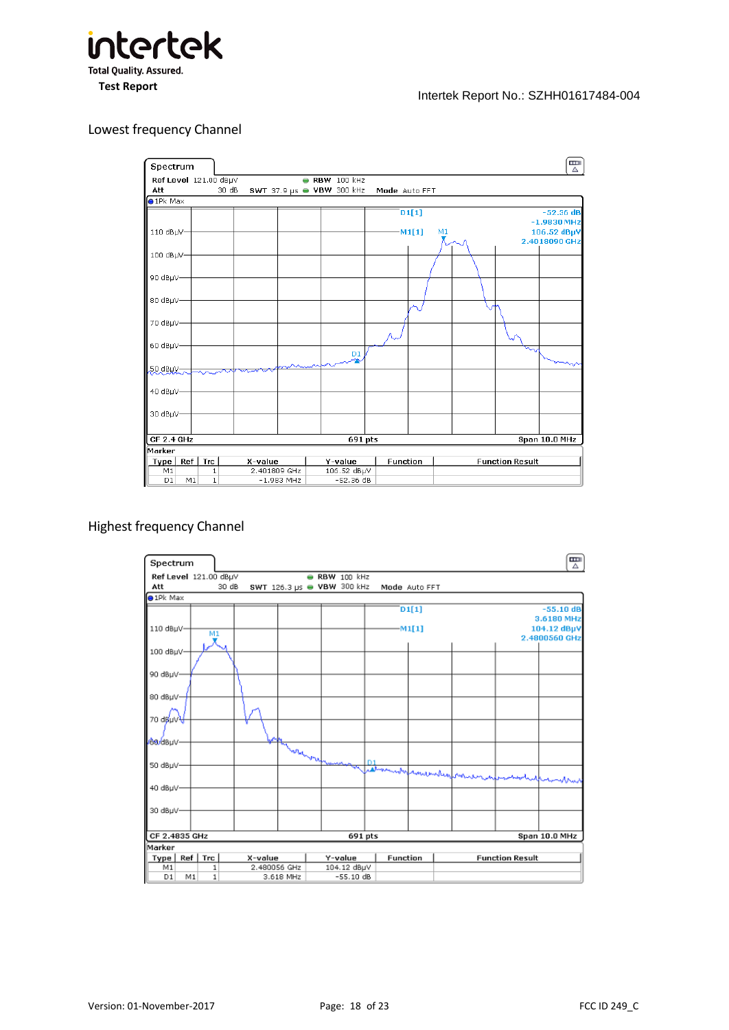## Lowest frequency Channel

Spectrum

Ref Level 121.00 dBµV RBW 100 kHz
Att 30 dB SWT 37.9 µs VBW 300 kHz Mode Auto FFT

1Pk Max

D1[1] -52.36 dB -1.9830 MHz
M1[1] 106.52 dBµV 2.4018090 GHz

CF 2.4 GHz 691 pts Span 10.0 MHz

Marker

| Type | Ref | Trc | X-value | Y-value | Function | Function Result |
|---|---|---|---|---|---|---|
| M1 | | 1 | 2.401809 GHz | 106.52 dBµV | | |
| D1 | M1 | 1 | -1.983 MHz | -52.36 dB | | |

## Highest frequency Channel

Spectrum

Ref Level 121.00 dBµV RBW 100 kHz
Att 30 dB SWT 126.3 µs VBW 300 kHz Mode Auto FFT

1Pk Max

D1[1] -55.10 dB 3.6180 MHz
M1[1] 104.12 dBµV 2.4800560 GHz

CF 2.4835 GHz 691 pts Span 10.0 MHz

Marker

| Type | Ref | Trc | X-value | Y-value | Function | Function Result |
|---|---|---|---|---|---|---|
| M1 | | 1 | 2.480056 GHz | 104.12 dBµV | | |
| D1 | M1 | 1 | 3.618 MHz | -55.10 dB | | |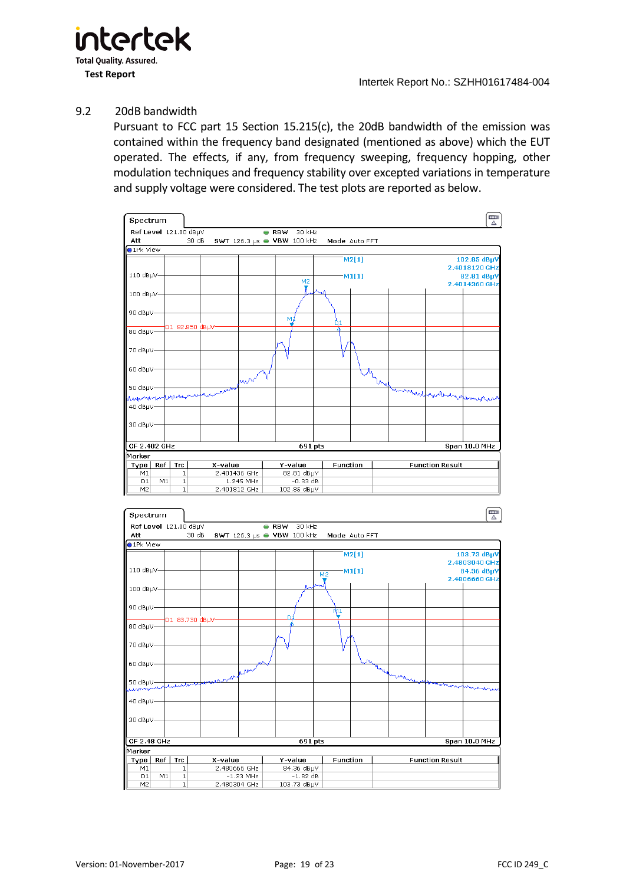## 9.2 20dB bandwidth

Pursuant to FCC part 15 Section 15.215(c), the 20dB bandwidth of the emission was contained within the frequency band designated (mentioned as above) which the EUT operated. The effects, if any, from frequency sweeping, frequency hopping, other modulation techniques and frequency stability over excepted variations in temperature and supply voltage were considered. The test plots are reported as below.

Spectrum

Ref Level 121.00 dBµV RBW 30 kHz
Att 30 dB SWT 126.3 µs VBW 100 kHz Mode Auto FFT

1Pk View

M2[1] 102.85 dBµV 2.4018120 GHz
M1[1] 82.81 dBµV 2.4014360 GHz

D1 82.850 dBµV

CF 2.402 GHz 691 pts Span 10.0 MHz

Marker

| Type | Ref | Trc | X-value | Y-value | Function | Function Result |
|---|---|---|---|---|---|---|
| M1 | | 1 | 2.401436 GHz | 82.81 dBµV | | |
| D1 | M1 | 1 | 1.245 MHz | -0.33 dB | | |
| M2 | | 1 | 2.401812 GHz | 102.85 dBµV | | |

Spectrum

Ref Level 121.00 dBµV RBW 30 kHz
Att 30 dB SWT 126.3 µs VBW 100 kHz Mode Auto FFT

1Pk View

M2[1] 103.73 dBµV 2.4803040 GHz
M1[1] 84.36 dBµV 2.4806660 GHz

D1 83.730 dBµV

CF 2.48 GHz 691 pts Span 10.0 MHz

Marker

| Type | Ref | Trc | X-value | Y-value | Function | Function Result |
|---|---|---|---|---|---|---|
| M1 | | 1 | 2.480666 GHz | 84.36 dBµV | | |
| D1 | M1 | 1 | -1.23 MHz | -1.82 dB | | |
| M2 | | 1 | 2.480304 GHz | 103.73 dBµV | | |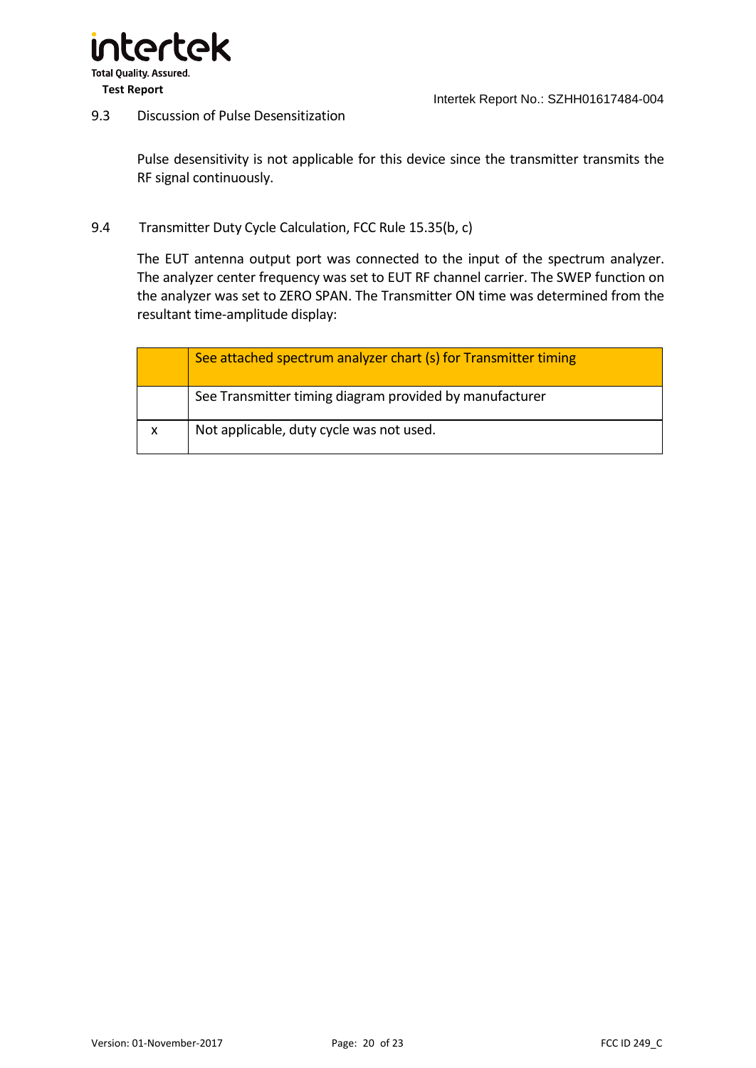## 9.3 Discussion of Pulse Desensitization

Pulse desensitivity is not applicable for this device since the transmitter transmits the RF signal continuously.

## 9.4 Transmitter Duty Cycle Calculation, FCC Rule 15.35(b, c)

The EUT antenna output port was connected to the input of the spectrum analyzer. The analyzer center frequency was set to EUT RF channel carrier. The SWEP function on the analyzer was set to ZERO SPAN. The Transmitter ON time was determined from the resultant time-amplitude display:

| | |
|---|---|
| | See attached spectrum analyzer chart (s) for Transmitter timing |
| | See Transmitter timing diagram provided by manufacturer |
| x | Not applicable, duty cycle was not used. |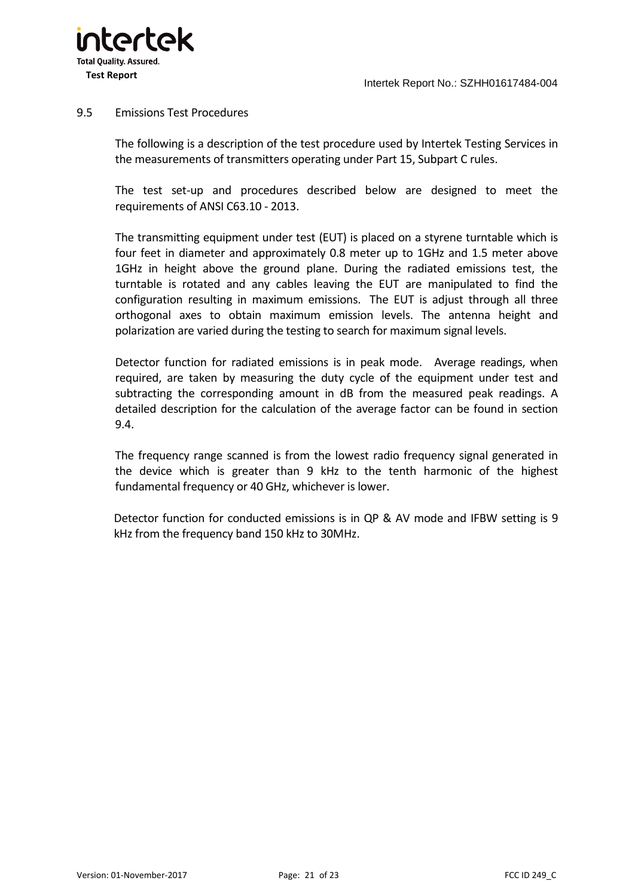## 9.5 Emissions Test Procedures

The following is a description of the test procedure used by Intertek Testing Services in the measurements of transmitters operating under Part 15, Subpart C rules.

The test set-up and procedures described below are designed to meet the requirements of ANSI C63.10 - 2013.

The transmitting equipment under test (EUT) is placed on a styrene turntable which is four feet in diameter and approximately 0.8 meter up to 1GHz and 1.5 meter above 1GHz in height above the ground plane. During the radiated emissions test, the turntable is rotated and any cables leaving the EUT are manipulated to find the configuration resulting in maximum emissions. The EUT is adjust through all three orthogonal axes to obtain maximum emission levels. The antenna height and polarization are varied during the testing to search for maximum signal levels.

Detector function for radiated emissions is in peak mode. Average readings, when required, are taken by measuring the duty cycle of the equipment under test and subtracting the corresponding amount in dB from the measured peak readings. A detailed description for the calculation of the average factor can be found in section 9.4.

The frequency range scanned is from the lowest radio frequency signal generated in the device which is greater than 9 kHz to the tenth harmonic of the highest fundamental frequency or 40 GHz, whichever is lower.

Detector function for conducted emissions is in QP & AV mode and IFBW setting is 9 kHz from the frequency band 150 kHz to 30MHz.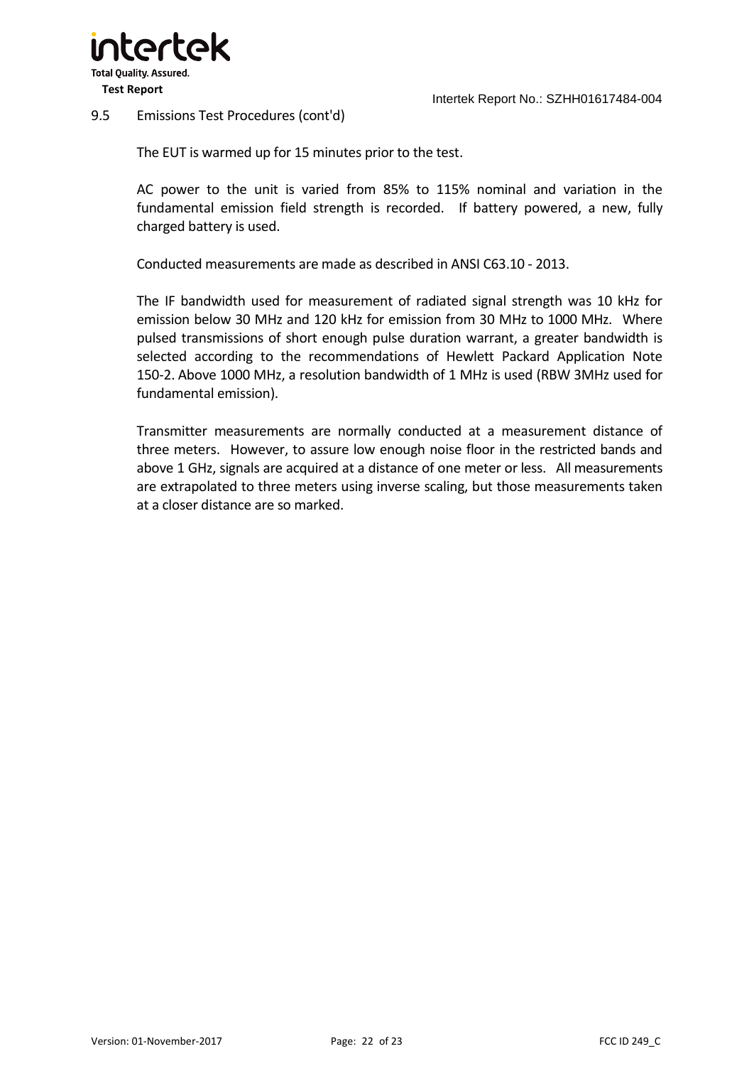## 9.5 Emissions Test Procedures (cont'd)

The EUT is warmed up for 15 minutes prior to the test.

AC power to the unit is varied from 85% to 115% nominal and variation in the fundamental emission field strength is recorded. If battery powered, a new, fully charged battery is used.

Conducted measurements are made as described in ANSI C63.10 - 2013.

The IF bandwidth used for measurement of radiated signal strength was 10 kHz for emission below 30 MHz and 120 kHz for emission from 30 MHz to 1000 MHz. Where pulsed transmissions of short enough pulse duration warrant, a greater bandwidth is selected according to the recommendations of Hewlett Packard Application Note 150-2. Above 1000 MHz, a resolution bandwidth of 1 MHz is used (RBW 3MHz used for fundamental emission).

Transmitter measurements are normally conducted at a measurement distance of three meters. However, to assure low enough noise floor in the restricted bands and above 1 GHz, signals are acquired at a distance of one meter or less. All measurements are extrapolated to three meters using inverse scaling, but those measurements taken at a closer distance are so marked.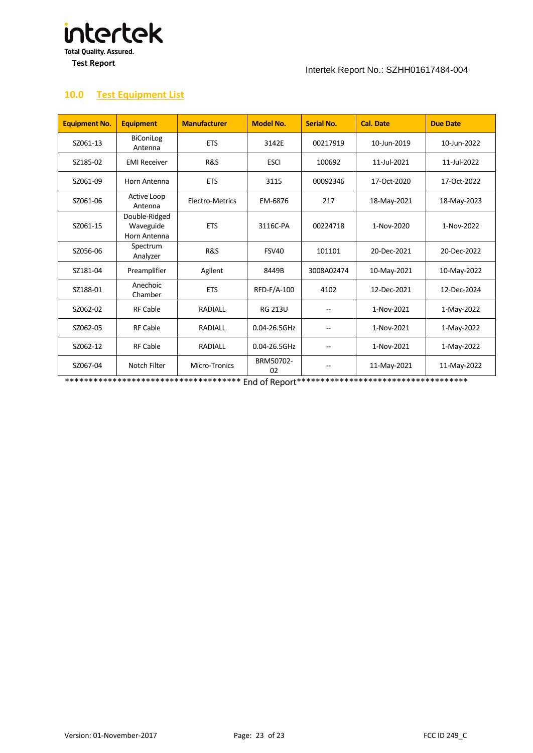## 10.0 Test Equipment List

| Equipment No. | Equipment | Manufacturer | Model No. | Serial No. | Cal. Date | Due Date |
|---|---|---|---|---|---|---|
| SZ061-13 | BiConiLog Antenna | ETS | 3142E | 00217919 | 10-Jun-2019 | 10-Jun-2022 |
| SZ185-02 | EMI Receiver | R&S | ESCI | 100692 | 11-Jul-2021 | 11-Jul-2022 |
| SZ061-09 | Horn Antenna | ETS | 3115 | 00092346 | 17-Oct-2020 | 17-Oct-2022 |
| SZ061-06 | Active Loop Antenna | Electro-Metrics | EM-6876 | 217 | 18-May-2021 | 18-May-2023 |
| SZ061-15 | Double-Ridged Waveguide Horn Antenna | ETS | 3116C-PA | 00224718 | 1-Nov-2020 | 1-Nov-2022 |
| SZ056-06 | Spectrum Analyzer | R&S | FSV40 | 101101 | 20-Dec-2021 | 20-Dec-2022 |
| SZ181-04 | Preamplifier | Agilent | 8449B | 3008A02474 | 10-May-2021 | 10-May-2022 |
| SZ188-01 | Anechoic Chamber | ETS | RFD-F/A-100 | 4102 | 12-Dec-2021 | 12-Dec-2024 |
| SZ062-02 | RF Cable | RADIALL | RG 213U | -- | 1-Nov-2021 | 1-May-2022 |
| SZ062-05 | RF Cable | RADIALL | 0.04-26.5GHz | -- | 1-Nov-2021 | 1-May-2022 |
| SZ062-12 | RF Cable | RADIALL | 0.04-26.5GHz | -- | 1-Nov-2021 | 1-May-2022 |
| SZ067-04 | Notch Filter | Micro-Tronics | BRM50702-02 | -- | 11-May-2021 | 11-May-2022 |

************************************** End of Report**************************************